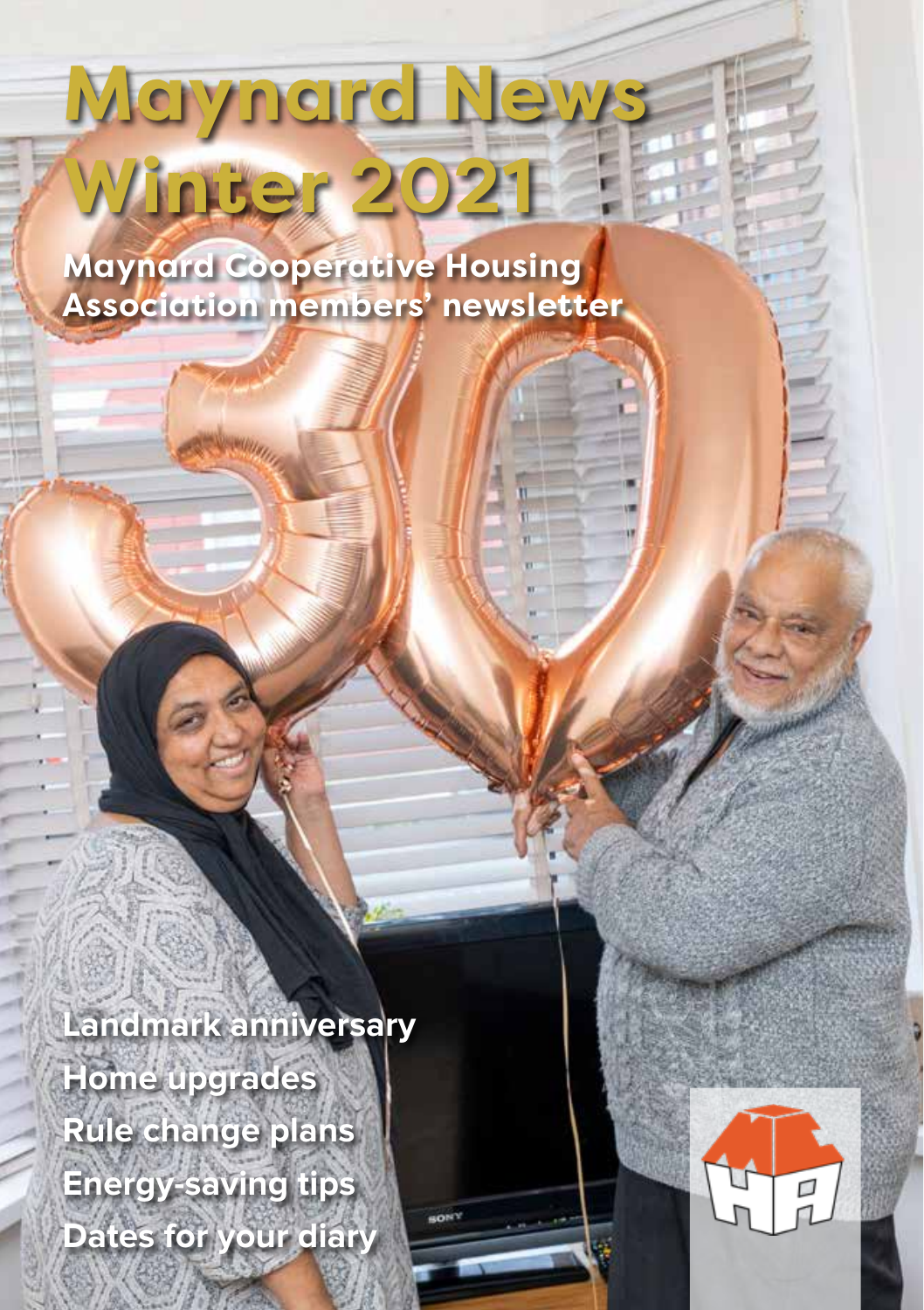# Maynard News Winter 2021

**Maynard Cooperative Housing Association members' newsletter**

**Landmark anniversary**

**Home upgrades**

**Rule change plans**

**Energy-saving tips**

**Dates for your diary**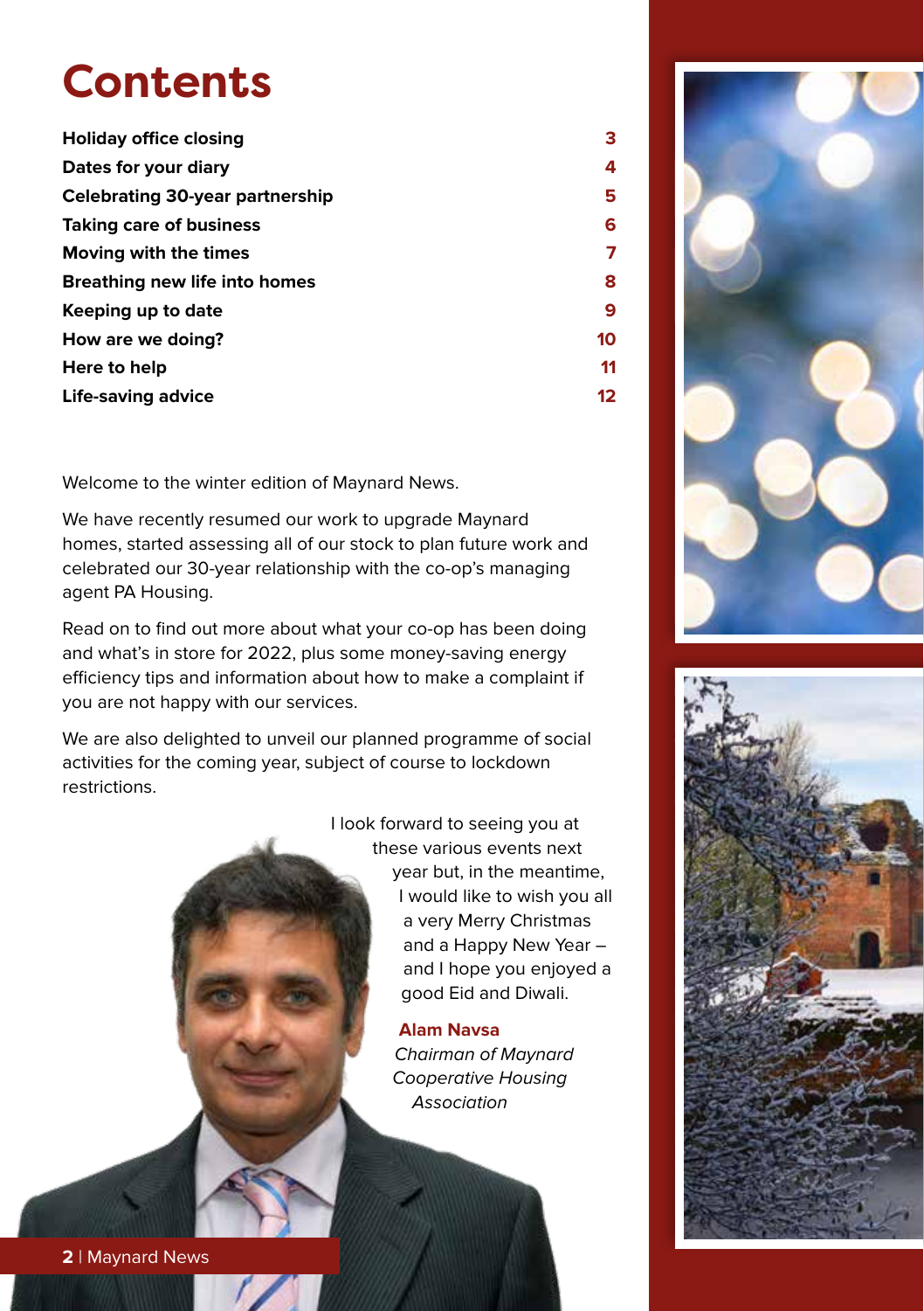# Contents

| | |
|---|---|
| **Holiday office closing** | **3** |
| **Dates for your diary** | **4** |
| **Celebrating 30-year partnership** | **5** |
| **Taking care of business** | **6** |
| **Moving with the times** | **7** |
| **Breathing new life into homes** | **8** |
| **Keeping up to date** | **9** |
| **How are we doing?** | **10** |
| **Here to help** | **11** |
| **Life-saving advice** | **12** |

Welcome to the winter edition of Maynard News.

We have recently resumed our work to upgrade Maynard homes, started assessing all of our stock to plan future work and celebrated our 30-year relationship with the co-op's managing agent PA Housing.

Read on to find out more about what your co-op has been doing and what's in store for 2022, plus some money-saving energy efficiency tips and information about how to make a complaint if you are not happy with our services.

We are also delighted to unveil our planned programme of social activities for the coming year, subject of course to lockdown restrictions.

I look forward to seeing you at these various events next year but, in the meantime, I would like to wish you all a very Merry Christmas and a Happy New Year – and I hope you enjoyed a good Eid and Diwali.

**Alam Navsa**
*Chairman of Maynard Cooperative Housing Association*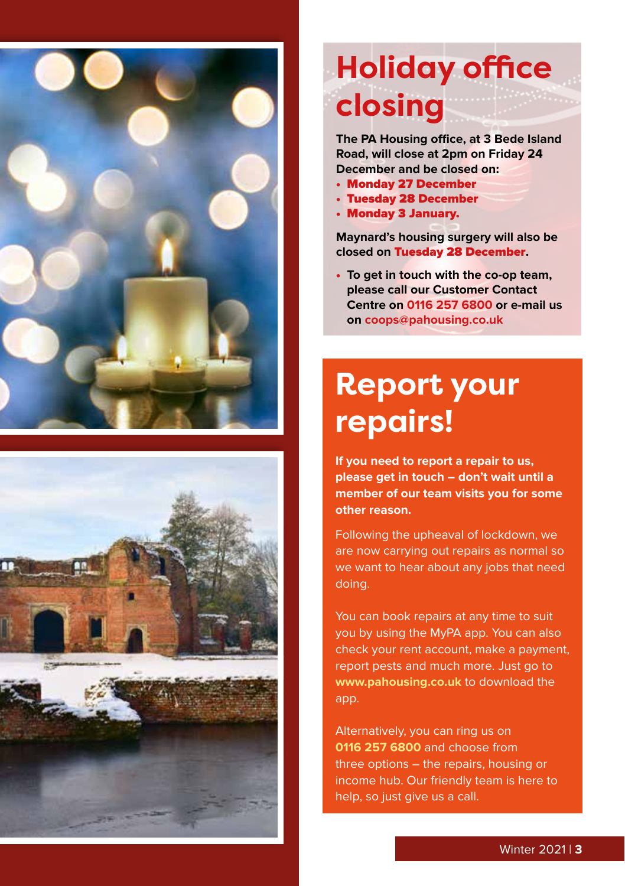# Holiday office closing

**The PA Housing office, at 3 Bede Island Road, will close at 2pm on Friday 24 December and be closed on:**

- **Monday 27 December**
- **Tuesday 28 December**
- **Monday 3 January.**

**Maynard's housing surgery will also be closed on Tuesday 28 December.**

- **To get in touch with the co-op team, please call our Customer Contact Centre on 0116 257 6800 or e-mail us on coops@pahousing.co.uk**

# Report your repairs!

**If you need to report a repair to us, please get in touch – don't wait until a member of our team visits you for some other reason.**

Following the upheaval of lockdown, we are now carrying out repairs as normal so we want to hear about any jobs that need doing.

You can book repairs at any time to suit you by using the MyPA app. You can also check your rent account, make a payment, report pests and much more. Just go to **www.pahousing.co.uk** to download the app.

Alternatively, you can ring us on **0116 257 6800** and choose from three options – the repairs, housing or income hub. Our friendly team is here to help, so just give us a call.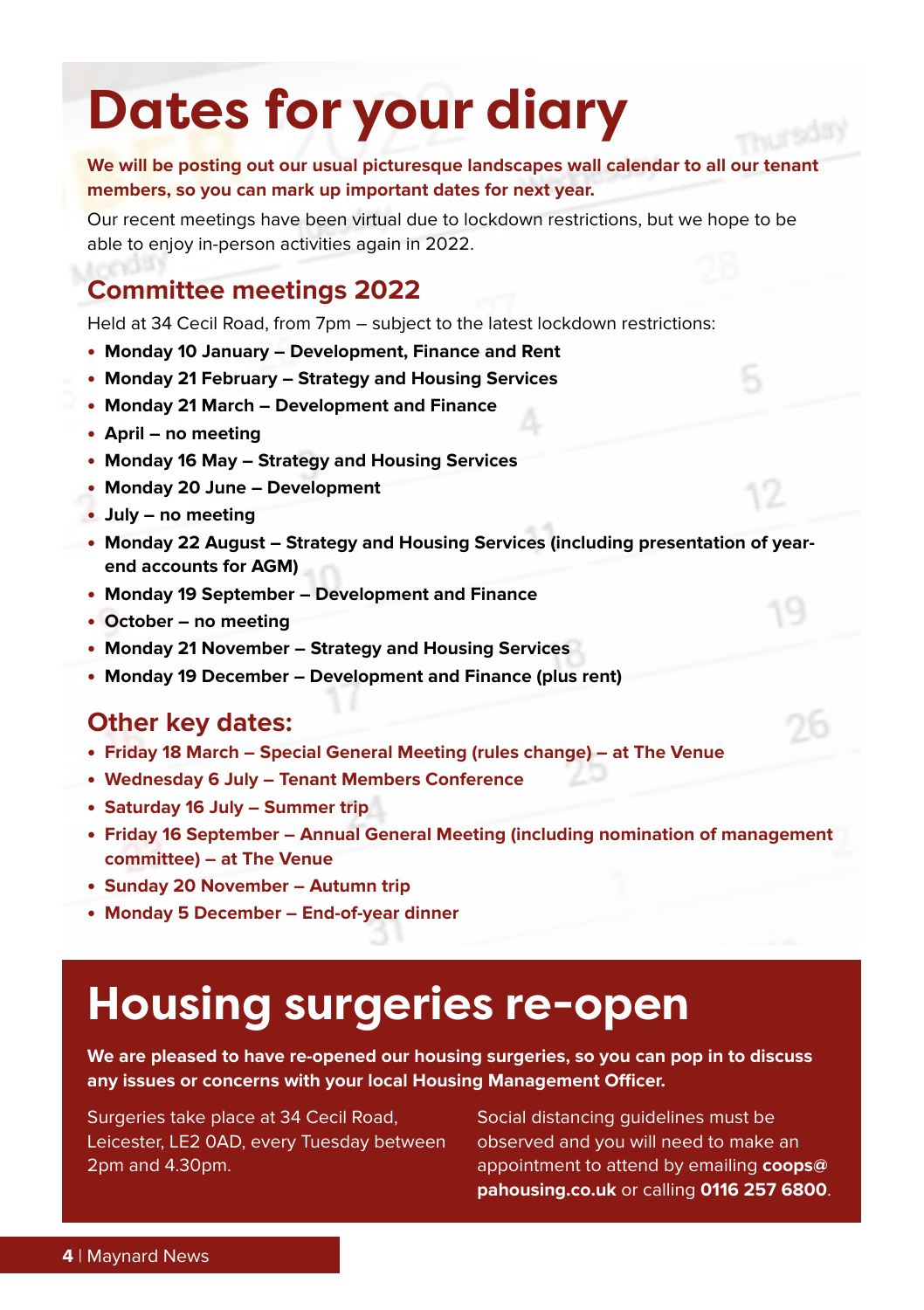# Dates for your diary

**We will be posting out our usual picturesque landscapes wall calendar to all our tenant members, so you can mark up important dates for next year.**

Our recent meetings have been virtual due to lockdown restrictions, but we hope to be able to enjoy in-person activities again in 2022.

## Committee meetings 2022

Held at 34 Cecil Road, from 7pm – subject to the latest lockdown restrictions:

- **Monday 10 January – Development, Finance and Rent**
- **Monday 21 February – Strategy and Housing Services**
- **Monday 21 March – Development and Finance**
- **April – no meeting**
- **Monday 16 May – Strategy and Housing Services**
- **Monday 20 June – Development**
- **July – no meeting**
- **Monday 22 August – Strategy and Housing Services (including presentation of year-end accounts for AGM)**
- **Monday 19 September – Development and Finance**
- **October – no meeting**
- **Monday 21 November – Strategy and Housing Services**
- **Monday 19 December – Development and Finance (plus rent)**

## Other key dates:

- **Friday 18 March – Special General Meeting (rules change) – at The Venue**
- **Wednesday 6 July – Tenant Members Conference**
- **Saturday 16 July – Summer trip**
- **Friday 16 September – Annual General Meeting (including nomination of management committee) – at The Venue**
- **Sunday 20 November – Autumn trip**
- **Monday 5 December – End-of-year dinner**

# Housing surgeries re-open

**We are pleased to have re-opened our housing surgeries, so you can pop in to discuss any issues or concerns with your local Housing Management Officer.**

Surgeries take place at 34 Cecil Road, Leicester, LE2 0AD, every Tuesday between 2pm and 4.30pm.

Social distancing guidelines must be observed and you will need to make an appointment to attend by emailing **coops@pahousing.co.uk** or calling **0116 257 6800**.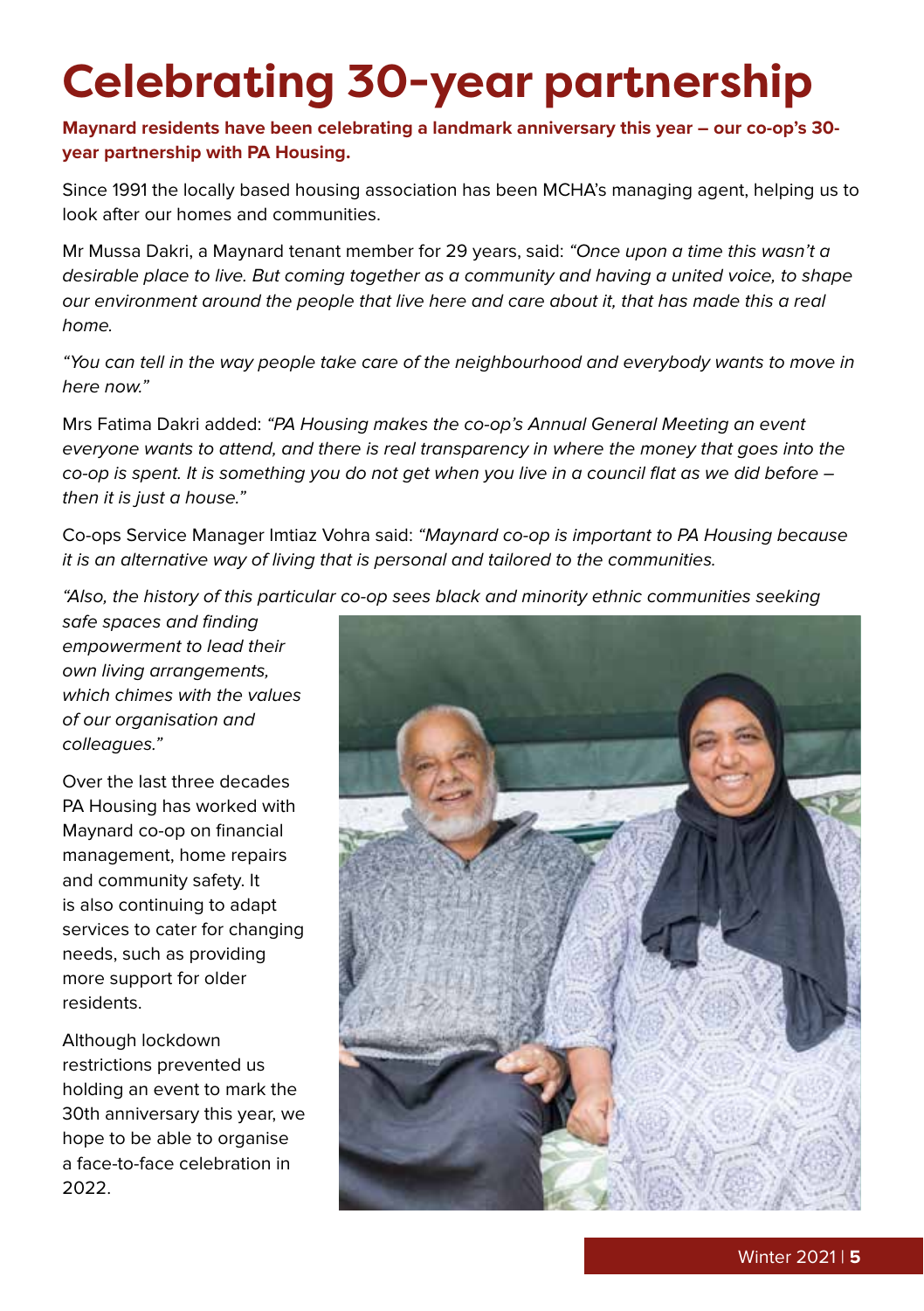# Celebrating 30-year partnership

**Maynard residents have been celebrating a landmark anniversary this year – our co-op's 30-year partnership with PA Housing.**

Since 1991 the locally based housing association has been MCHA's managing agent, helping us to look after our homes and communities.

Mr Mussa Dakri, a Maynard tenant member for 29 years, said: *"Once upon a time this wasn't a desirable place to live. But coming together as a community and having a united voice, to shape our environment around the people that live here and care about it, that has made this a real home.*

*"You can tell in the way people take care of the neighbourhood and everybody wants to move in here now."*

Mrs Fatima Dakri added: *"PA Housing makes the co-op's Annual General Meeting an event everyone wants to attend, and there is real transparency in where the money that goes into the co-op is spent. It is something you do not get when you live in a council flat as we did before – then it is just a house."*

Co-ops Service Manager Imtiaz Vohra said: *"Maynard co-op is important to PA Housing because it is an alternative way of living that is personal and tailored to the communities.*

*"Also, the history of this particular co-op sees black and minority ethnic communities seeking safe spaces and finding empowerment to lead their own living arrangements, which chimes with the values of our organisation and colleagues."*

Over the last three decades PA Housing has worked with Maynard co-op on financial management, home repairs and community safety. It is also continuing to adapt services to cater for changing needs, such as providing more support for older residents.

Although lockdown restrictions prevented us holding an event to mark the 30th anniversary this year, we hope to be able to organise a face-to-face celebration in 2022.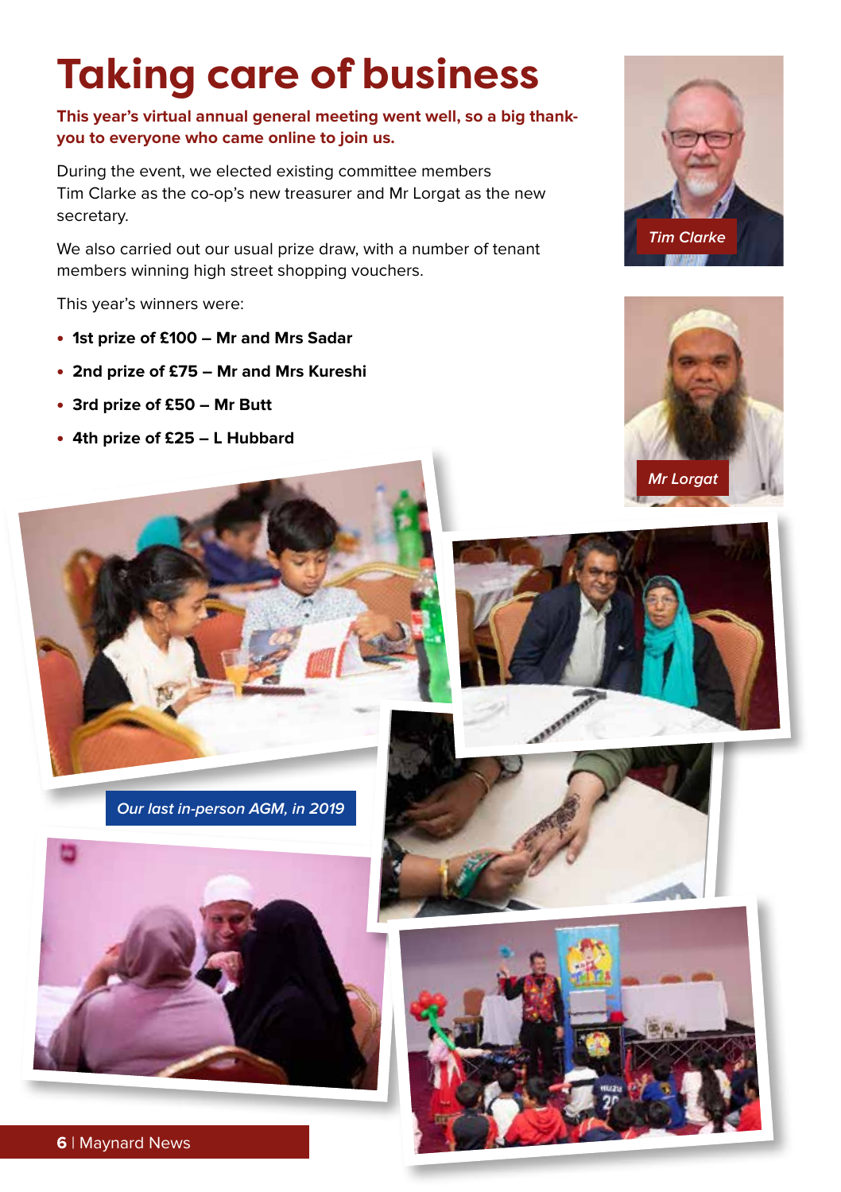# Taking care of business

**This year's virtual annual general meeting went well, so a big thank-you to everyone who came online to join us.**

During the event, we elected existing committee members Tim Clarke as the co-op's new treasurer and Mr Lorgat as the new secretary.

We also carried out our usual prize draw, with a number of tenant members winning high street shopping vouchers.

This year's winners were:

- **1st prize of £100 – Mr and Mrs Sadar**
- **2nd prize of £75 – Mr and Mrs Kureshi**
- **3rd prize of £50 – Mr Butt**
- **4th prize of £25 – L Hubbard**

*Tim Clarke*

*Mr Lorgat*

*Our last in-person AGM, in 2019*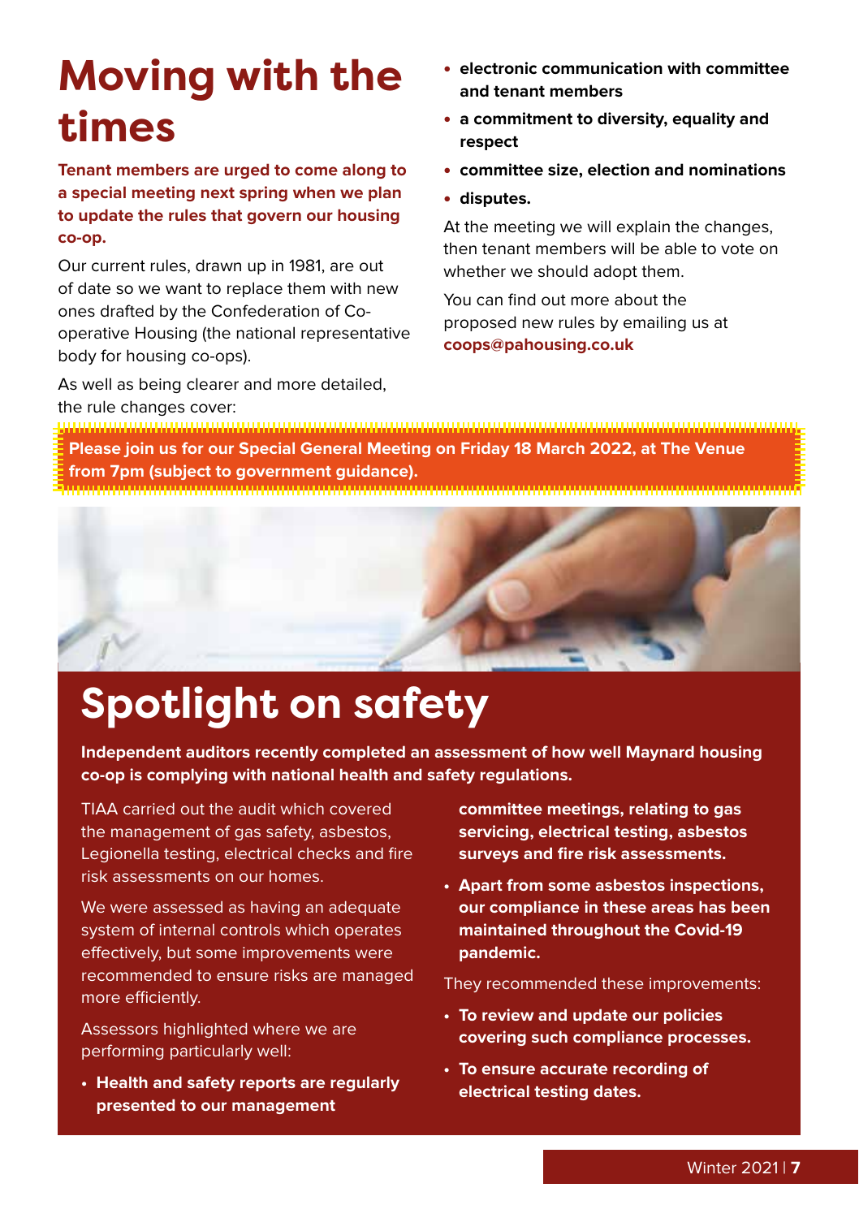# Moving with the times

**Tenant members are urged to come along to a special meeting next spring when we plan to update the rules that govern our housing co-op.**

Our current rules, drawn up in 1981, are out of date so we want to replace them with new ones drafted by the Confederation of Co-operative Housing (the national representative body for housing co-ops).

As well as being clearer and more detailed, the rule changes cover:

- **electronic communication with committee and tenant members**
- **a commitment to diversity, equality and respect**
- **committee size, election and nominations**
- **disputes.**

At the meeting we will explain the changes, then tenant members will be able to vote on whether we should adopt them.

You can find out more about the proposed new rules by emailing us at **coops@pahousing.co.uk**

**Please join us for our Special General Meeting on Friday 18 March 2022, at The Venue from 7pm (subject to government guidance).**

# Spotlight on safety

**Independent auditors recently completed an assessment of how well Maynard housing co-op is complying with national health and safety regulations.**

TIAA carried out the audit which covered the management of gas safety, asbestos, Legionella testing, electrical checks and fire risk assessments on our homes.

We were assessed as having an adequate system of internal controls which operates effectively, but some improvements were recommended to ensure risks are managed more efficiently.

Assessors highlighted where we are performing particularly well:

- **Health and safety reports are regularly presented to our management committee meetings, relating to gas servicing, electrical testing, asbestos surveys and fire risk assessments.**
- **Apart from some asbestos inspections, our compliance in these areas has been maintained throughout the Covid-19 pandemic.**

They recommended these improvements:

- **To review and update our policies covering such compliance processes.**
- **To ensure accurate recording of electrical testing dates.**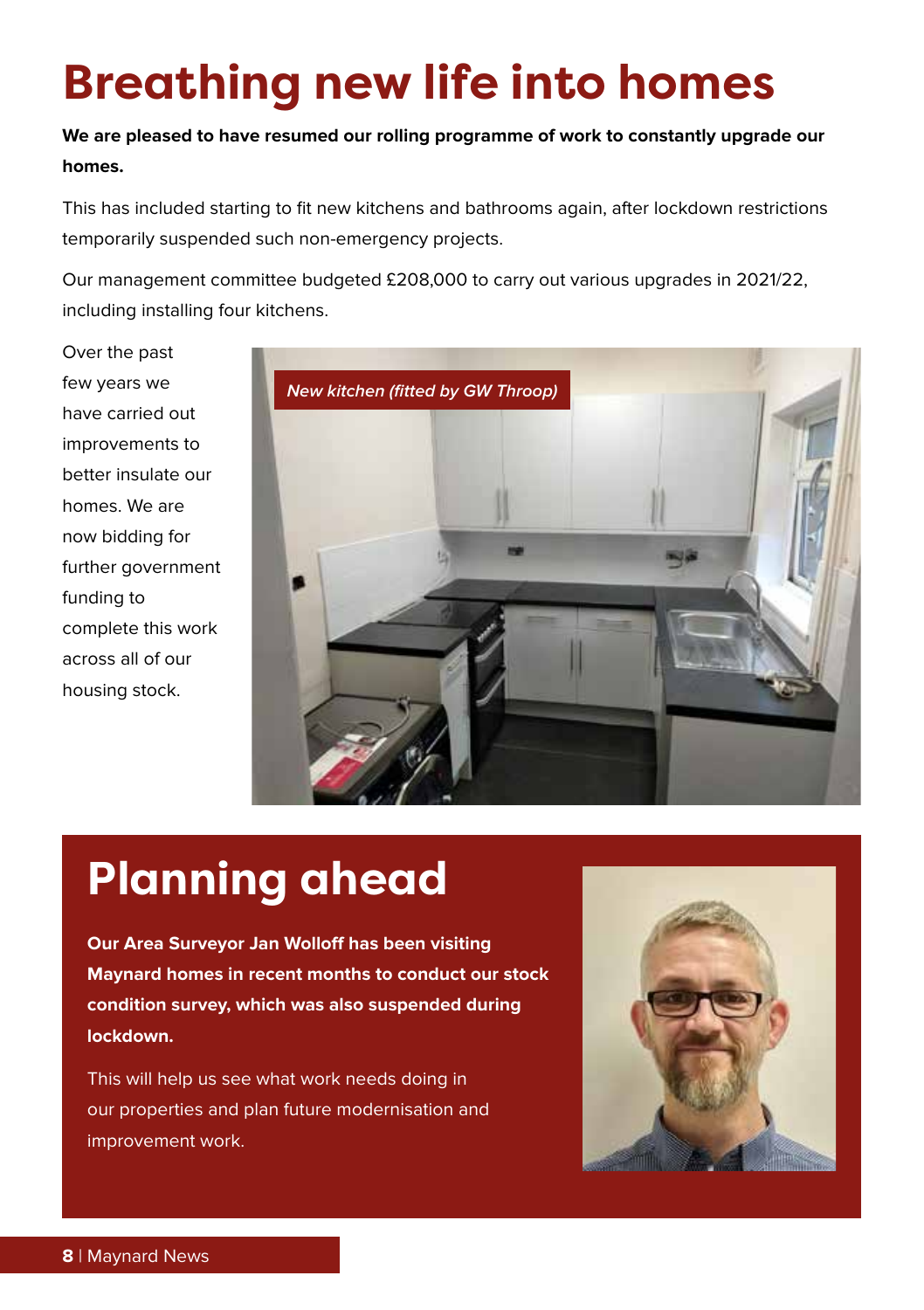# Breathing new life into homes

**We are pleased to have resumed our rolling programme of work to constantly upgrade our homes.**

This has included starting to fit new kitchens and bathrooms again, after lockdown restrictions temporarily suspended such non-emergency projects.

Our management committee budgeted £208,000 to carry out various upgrades in 2021/22, including installing four kitchens.

Over the past few years we have carried out improvements to better insulate our homes. We are now bidding for further government funding to complete this work across all of our housing stock.

*New kitchen (fitted by GW Throop)*

## Planning ahead

**Our Area Surveyor Jan Wolloff has been visiting Maynard homes in recent months to conduct our stock condition survey, which was also suspended during lockdown.**

This will help us see what work needs doing in our properties and plan future modernisation and improvement work.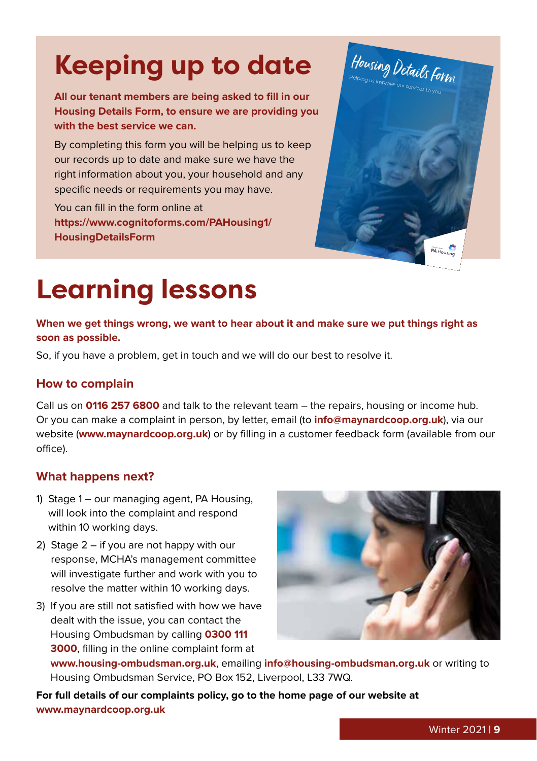# Keeping up to date

**All our tenant members are being asked to fill in our Housing Details Form, to ensure we are providing you with the best service we can.**

By completing this form you will be helping us to keep our records up to date and make sure we have the right information about you, your household and any specific needs or requirements you may have.

You can fill in the form online at **https://www.cognitoforms.com/PAHousing1/HousingDetailsForm**

# Learning lessons

**When we get things wrong, we want to hear about it and make sure we put things right as soon as possible.**

So, if you have a problem, get in touch and we will do our best to resolve it.

### How to complain

Call us on **0116 257 6800** and talk to the relevant team – the repairs, housing or income hub. Or you can make a complaint in person, by letter, email (to **info@maynardcoop.org.uk**), via our website (**www.maynardcoop.org.uk**) or by filling in a customer feedback form (available from our office).

### What happens next?

1) Stage 1 – our managing agent, PA Housing, will look into the complaint and respond within 10 working days.
2) Stage 2 – if you are not happy with our response, MCHA's management committee will investigate further and work with you to resolve the matter within 10 working days.
3) If you are still not satisfied with how we have dealt with the issue, you can contact the Housing Ombudsman by calling **0300 111 3000**, filling in the online complaint form at **www.housing-ombudsman.org.uk**, emailing **info@housing-ombudsman.org.uk** or writing to Housing Ombudsman Service, PO Box 152, Liverpool, L33 7WQ.

**For full details of our complaints policy, go to the home page of our website at www.maynardcoop.org.uk**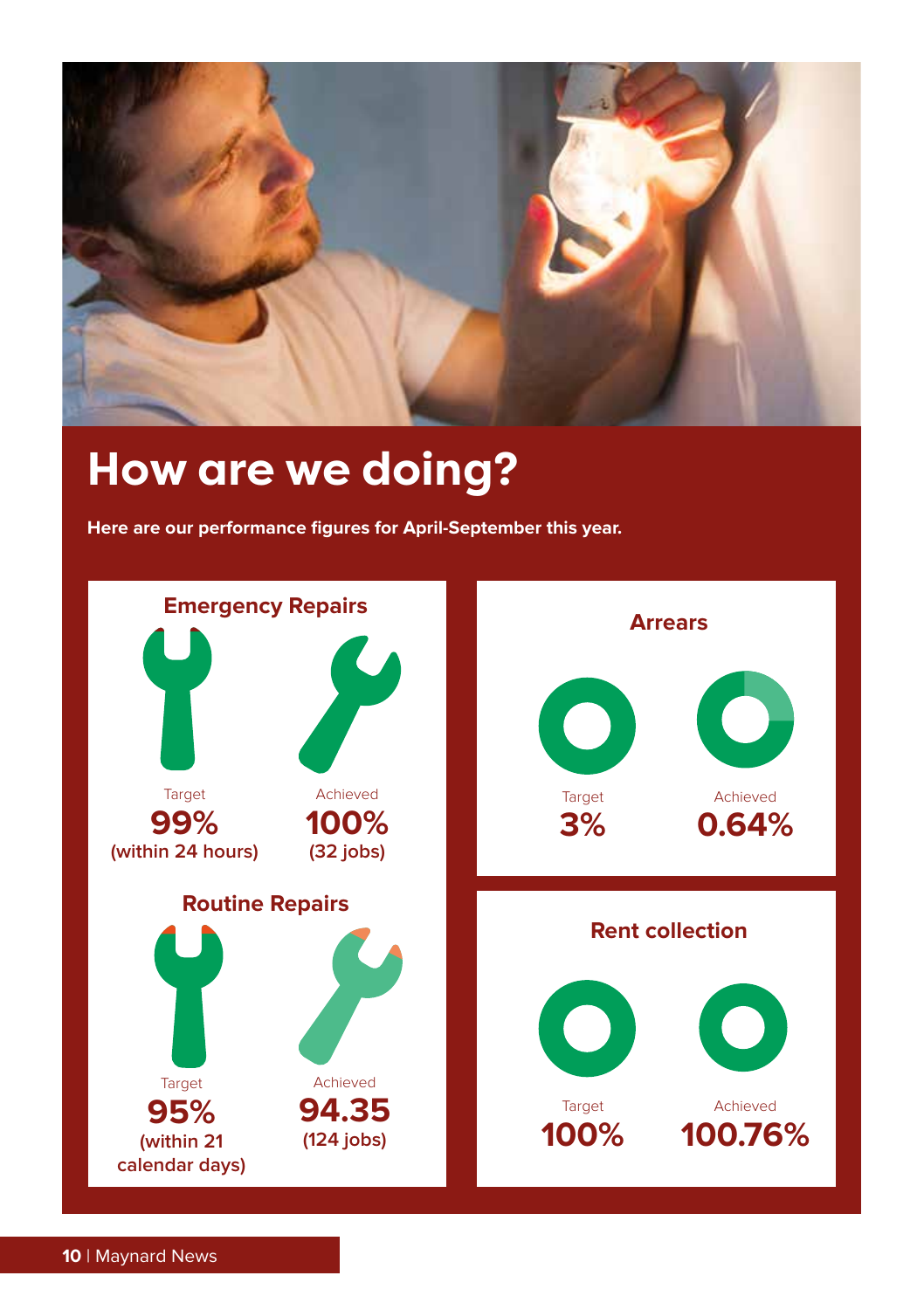# How are we doing?

**Here are our performance figures for April-September this year.**

## Emergency Repairs

Target
**99%**
**(within 24 hours)**

Achieved
**100%**
**(32 jobs)**

## Routine Repairs

Target
**95%**
**(within 21 calendar days)**

Achieved
**94.35**
**(124 jobs)**

## Arrears

Target
**3%**

Achieved
**0.64%**

## Rent collection

Target
**100%**

Achieved
**100.76%**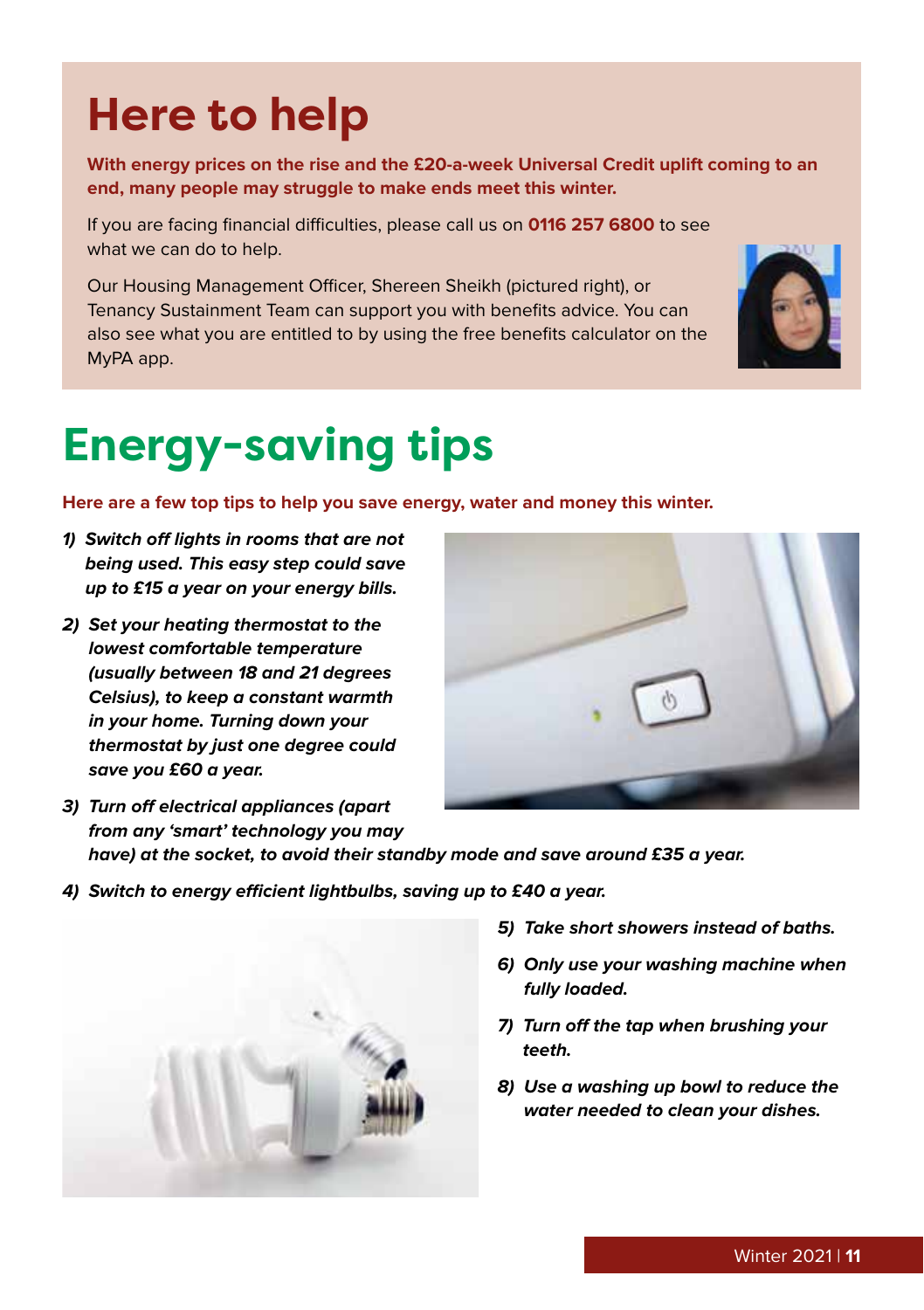# Here to help

**With energy prices on the rise and the £20-a-week Universal Credit uplift coming to an end, many people may struggle to make ends meet this winter.**

If you are facing financial difficulties, please call us on **0116 257 6800** to see what we can do to help.

Our Housing Management Officer, Shereen Sheikh (pictured right), or Tenancy Sustainment Team can support you with benefits advice. You can also see what you are entitled to by using the free benefits calculator on the MyPA app.

# Energy-saving tips

**Here are a few top tips to help you save energy, water and money this winter.**

1) ***Switch off lights in rooms that are not being used. This easy step could save up to £15 a year on your energy bills.***
2) ***Set your heating thermostat to the lowest comfortable temperature (usually between 18 and 21 degrees Celsius), to keep a constant warmth in your home. Turning down your thermostat by just one degree could save you £60 a year.***
3) ***Turn off electrical appliances (apart from any 'smart' technology you may have) at the socket, to avoid their standby mode and save around £35 a year.***
4) ***Switch to energy efficient lightbulbs, saving up to £40 a year.***
5) ***Take short showers instead of baths.***
6) ***Only use your washing machine when fully loaded.***
7) ***Turn off the tap when brushing your teeth.***
8) ***Use a washing up bowl to reduce the water needed to clean your dishes.***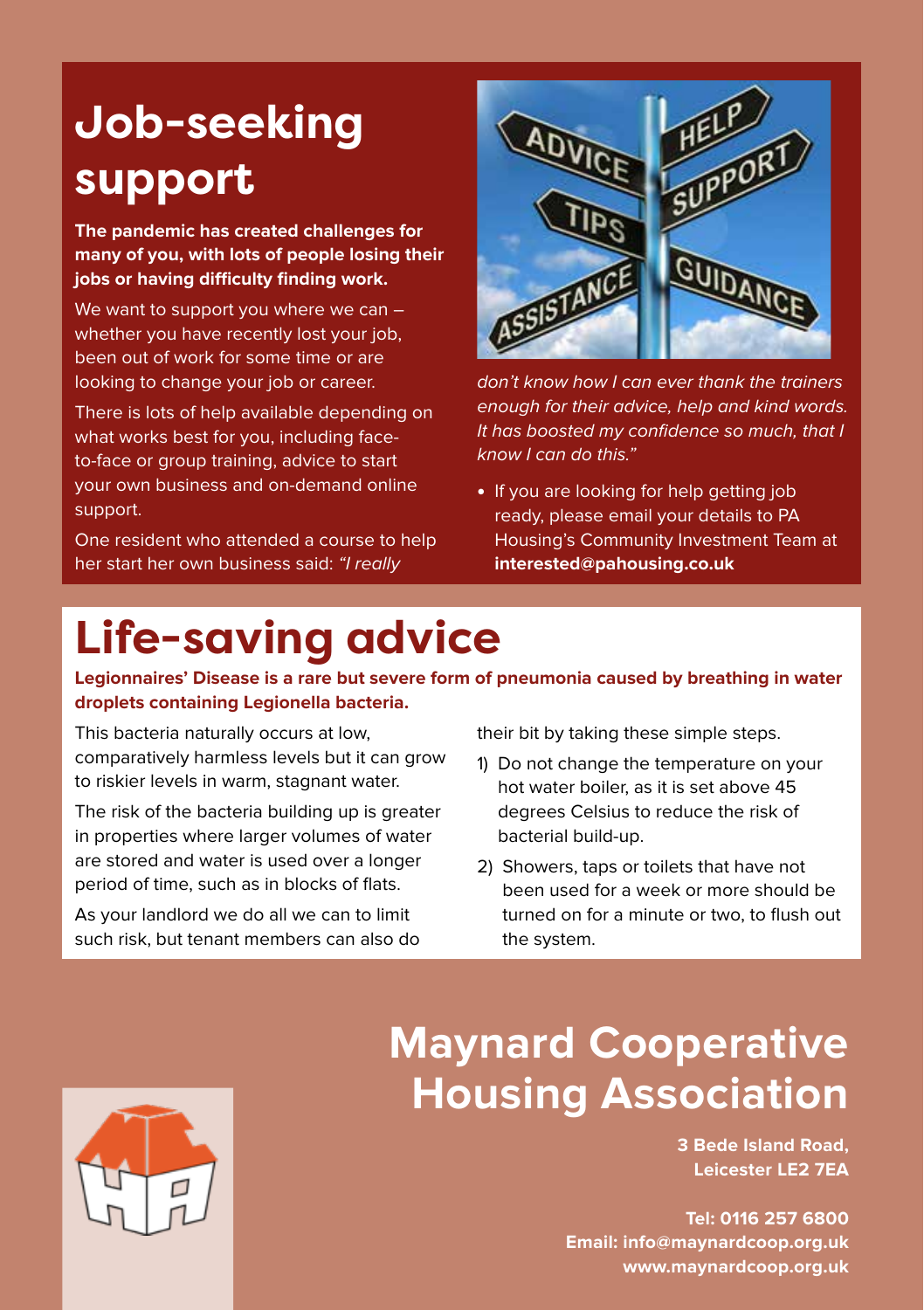# Job-seeking support

**The pandemic has created challenges for many of you, with lots of people losing their jobs or having difficulty finding work.**

We want to support you where we can – whether you have recently lost your job, been out of work for some time or are looking to change your job or career.

There is lots of help available depending on what works best for you, including face-to-face or group training, advice to start your own business and on-demand online support.

One resident who attended a course to help her start her own business said: *"I really don't know how I can ever thank the trainers enough for their advice, help and kind words. It has boosted my confidence so much, that I know I can do this."*

- If you are looking for help getting job ready, please email your details to PA Housing's Community Investment Team at **interested@pahousing.co.uk**

# Life-saving advice

**Legionnaires' Disease is a rare but severe form of pneumonia caused by breathing in water droplets containing Legionella bacteria.**

This bacteria naturally occurs at low, comparatively harmless levels but it can grow to riskier levels in warm, stagnant water.

The risk of the bacteria building up is greater in properties where larger volumes of water are stored and water is used over a longer period of time, such as in blocks of flats.

As your landlord we do all we can to limit such risk, but tenant members can also do their bit by taking these simple steps.

1) Do not change the temperature on your hot water boiler, as it is set above 45 degrees Celsius to reduce the risk of bacterial build-up.
2) Showers, taps or toilets that have not been used for a week or more should be turned on for a minute or two, to flush out the system.

## Maynard Cooperative Housing Association

**3 Bede Island Road,**
**Leicester LE2 7EA**

**Tel: 0116 257 6800**
**Email: info@maynardcoop.org.uk**
**www.maynardcoop.org.uk**